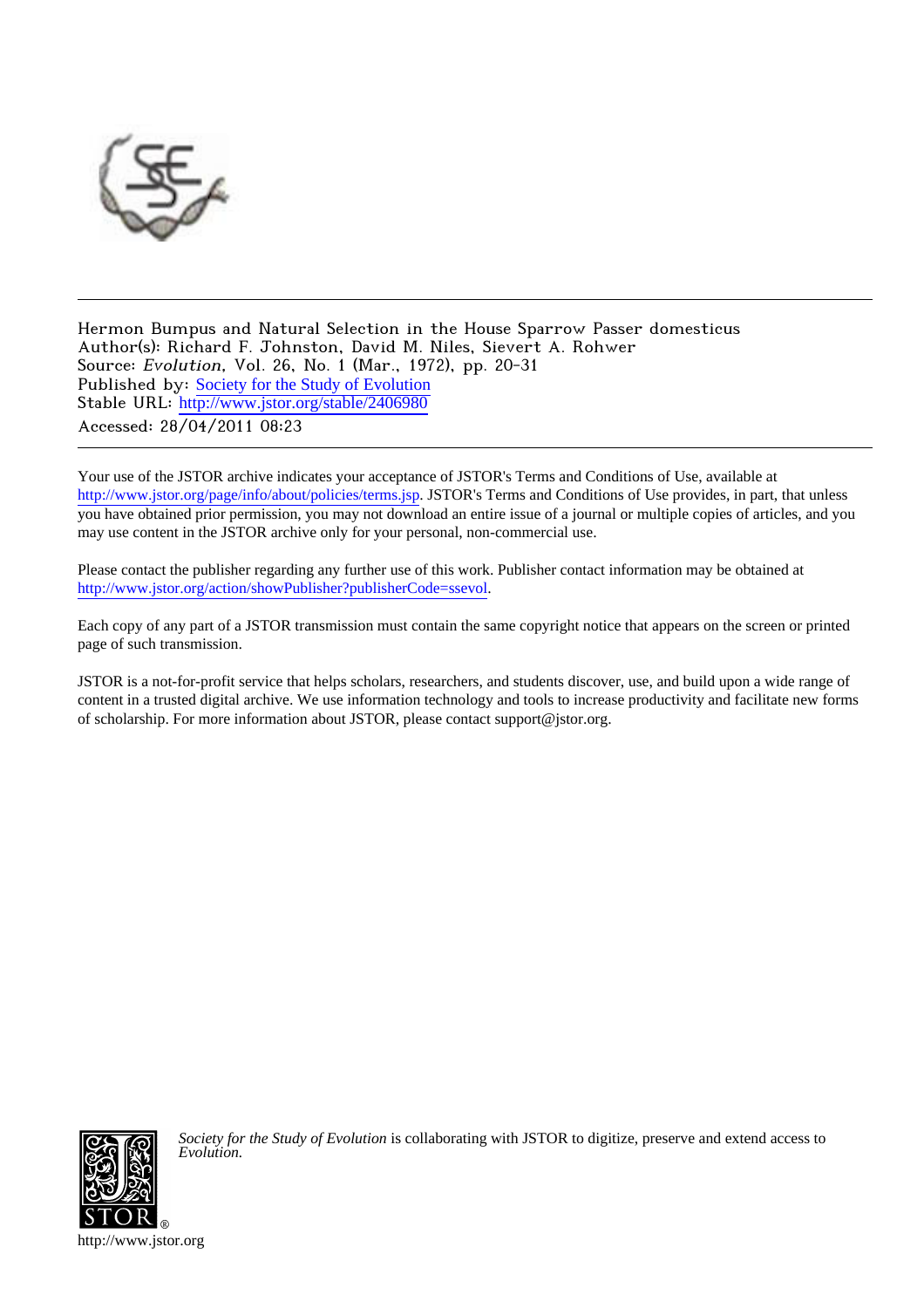Hermon Bumpus and Natural Selection in the House Sparrow Passer domesticus
Author(s): Richard F. Johnston, David M. Niles, Sievert A. Rohwer
Source: *Evolution*, Vol. 26, No. 1 (Mar., 1972), pp. 20-31
Published by: Society for the Study of Evolution
Stable URL: http://www.jstor.org/stable/2406980
Accessed: 28/04/2011 08:23

Your use of the JSTOR archive indicates your acceptance of JSTOR's Terms and Conditions of Use, available at http://www.jstor.org/page/info/about/policies/terms.jsp. JSTOR's Terms and Conditions of Use provides, in part, that unless you have obtained prior permission, you may not download an entire issue of a journal or multiple copies of articles, and you may use content in the JSTOR archive only for your personal, non-commercial use.

Please contact the publisher regarding any further use of this work. Publisher contact information may be obtained at http://www.jstor.org/action/showPublisher?publisherCode=ssevol.

Each copy of any part of a JSTOR transmission must contain the same copyright notice that appears on the screen or printed page of such transmission.

JSTOR is a not-for-profit service that helps scholars, researchers, and students discover, use, and build upon a wide range of content in a trusted digital archive. We use information technology and tools to increase productivity and facilitate new forms of scholarship. For more information about JSTOR, please contact support@jstor.org.

*Society for the Study of Evolution* is collaborating with JSTOR to digitize, preserve and extend access to *Evolution.*

http://www.jstor.org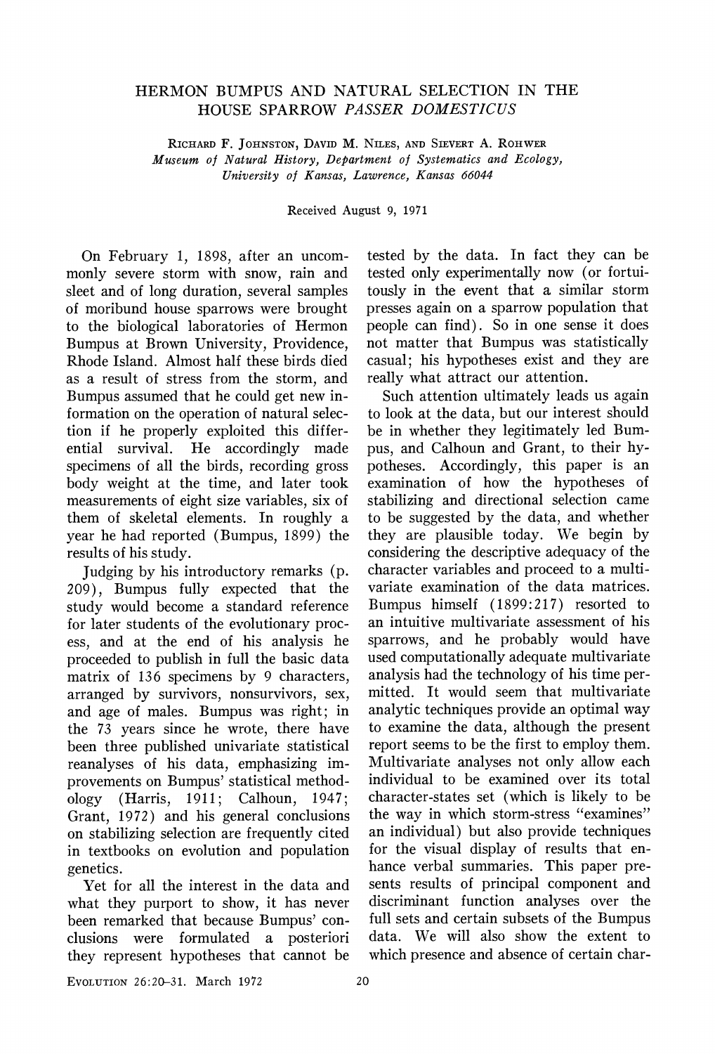# HERMON BUMPUS AND NATURAL SELECTION IN THE HOUSE SPARROW *PASSER DOMESTICUS*

RICHARD F. JOHNSTON, DAVID M. NILES, AND SIEVERT A. ROHWER

*Museum of Natural History, Department of Systematics and Ecology, University of Kansas, Lawrence, Kansas 66044*

Received August 9, 1971

On February 1, 1898, after an uncommonly severe storm with snow, rain and sleet and of long duration, several samples of moribund house sparrows were brought to the biological laboratories of Hermon Bumpus at Brown University, Providence, Rhode Island. Almost half these birds died as a result of stress from the storm, and Bumpus assumed that he could get new information on the operation of natural selection if he properly exploited this differential survival. He accordingly made specimens of all the birds, recording gross body weight at the time, and later took measurements of eight size variables, six of them of skeletal elements. In roughly a year he had reported (Bumpus, 1899) the results of his study.

Judging by his introductory remarks (p. 209), Bumpus fully expected that the study would become a standard reference for later students of the evolutionary process, and at the end of his analysis he proceeded to publish in full the basic data matrix of 136 specimens by 9 characters, arranged by survivors, nonsurvivors, sex, and age of males. Bumpus was right; in the 73 years since he wrote, there have been three published univariate statistical reanalyses of his data, emphasizing improvements on Bumpus' statistical methodology (Harris, 1911; Calhoun, 1947; Grant, 1972) and his general conclusions on stabilizing selection are frequently cited in textbooks on evolution and population genetics.

Yet for all the interest in the data and what they purport to show, it has never been remarked that because Bumpus' conclusions were formulated a posteriori they represent hypotheses that cannot be tested by the data. In fact they can be tested only experimentally now (or fortuitously in the event that a similar storm presses again on a sparrow population that people can find). So in one sense it does not matter that Bumpus was statistically casual; his hypotheses exist and they are really what attract our attention.

Such attention ultimately leads us again to look at the data, but our interest should be in whether they legitimately led Bumpus, and Calhoun and Grant, to their hypotheses. Accordingly, this paper is an examination of how the hypotheses of stabilizing and directional selection came to be suggested by the data, and whether they are plausible today. We begin by considering the descriptive adequacy of the character variables and proceed to a multivariate examination of the data matrices. Bumpus himself (1899:217) resorted to an intuitive multivariate assessment of his sparrows, and he probably would have used computationally adequate multivariate analysis had the technology of his time permitted. It would seem that multivariate analytic techniques provide an optimal way to examine the data, although the present report seems to be the first to employ them. Multivariate analyses not only allow each individual to be examined over its total character-states set (which is likely to be the way in which storm-stress "examines" an individual) but also provide techniques for the visual display of results that enhance verbal summaries. This paper presents results of principal component and discriminant function analyses over the full sets and certain subsets of the Bumpus data. We will also show the extent to which presence and absence of certain char-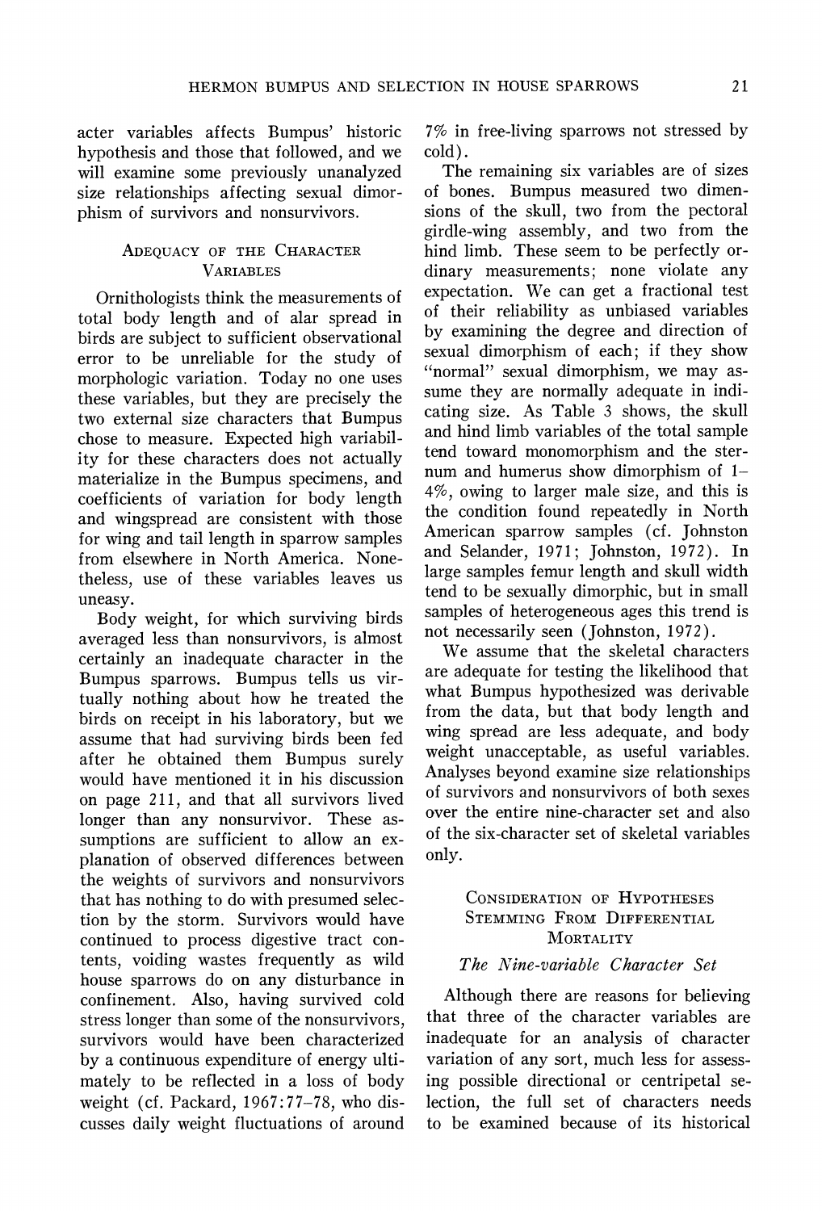acter variables affects Bumpus' historic hypothesis and those that followed, and we will examine some previously unanalyzed size relationships affecting sexual dimorphism of survivors and nonsurvivors.

## Adequacy of the Character Variables

Ornithologists think the measurements of total body length and of alar spread in birds are subject to sufficient observational error to be unreliable for the study of morphologic variation. Today no one uses these variables, but they are precisely the two external size characters that Bumpus chose to measure. Expected high variability for these characters does not actually materialize in the Bumpus specimens, and coefficients of variation for body length and wingspread are consistent with those for wing and tail length in sparrow samples from elsewhere in North America. Nonetheless, use of these variables leaves us uneasy.

Body weight, for which surviving birds averaged less than nonsurvivors, is almost certainly an inadequate character in the Bumpus sparrows. Bumpus tells us virtually nothing about how he treated the birds on receipt in his laboratory, but we assume that had surviving birds been fed after he obtained them Bumpus surely would have mentioned it in his discussion on page 211, and that all survivors lived longer than any nonsurvivor. These assumptions are sufficient to allow an explanation of observed differences between the weights of survivors and nonsurvivors that has nothing to do with presumed selection by the storm. Survivors would have continued to process digestive tract contents, voiding wastes frequently as wild house sparrows do on any disturbance in confinement. Also, having survived cold stress longer than some of the nonsurvivors, survivors would have been characterized by a continuous expenditure of energy ultimately to be reflected in a loss of body weight (cf. Packard, 1967:77–78, who discusses daily weight fluctuations of around 7% in free-living sparrows not stressed by cold).

The remaining six variables are of sizes of bones. Bumpus measured two dimensions of the skull, two from the pectoral girdle-wing assembly, and two from the hind limb. These seem to be perfectly ordinary measurements; none violate any expectation. We can get a fractional test of their reliability as unbiased variables by examining the degree and direction of sexual dimorphism of each; if they show "normal" sexual dimorphism, we may assume they are normally adequate in indicating size. As Table 3 shows, the skull and hind limb variables of the total sample tend toward monomorphism and the sternum and humerus show dimorphism of 1–4%, owing to larger male size, and this is the condition found repeatedly in North American sparrow samples (cf. Johnston and Selander, 1971; Johnston, 1972). In large samples femur length and skull width tend to be sexually dimorphic, but in small samples of heterogeneous ages this trend is not necessarily seen (Johnston, 1972).

We assume that the skeletal characters are adequate for testing the likelihood that what Bumpus hypothesized was derivable from the data, but that body length and wing spread are less adequate, and body weight unacceptable, as useful variables. Analyses beyond examine size relationships of survivors and nonsurvivors of both sexes over the entire nine-character set and also of the six-character set of skeletal variables only.

## Consideration of Hypotheses Stemming from Differential Mortality

### *The Nine-variable Character Set*

Although there are reasons for believing that three of the character variables are inadequate for an analysis of character variation of any sort, much less for assessing possible directional or centripetal selection, the full set of characters needs to be examined because of its historical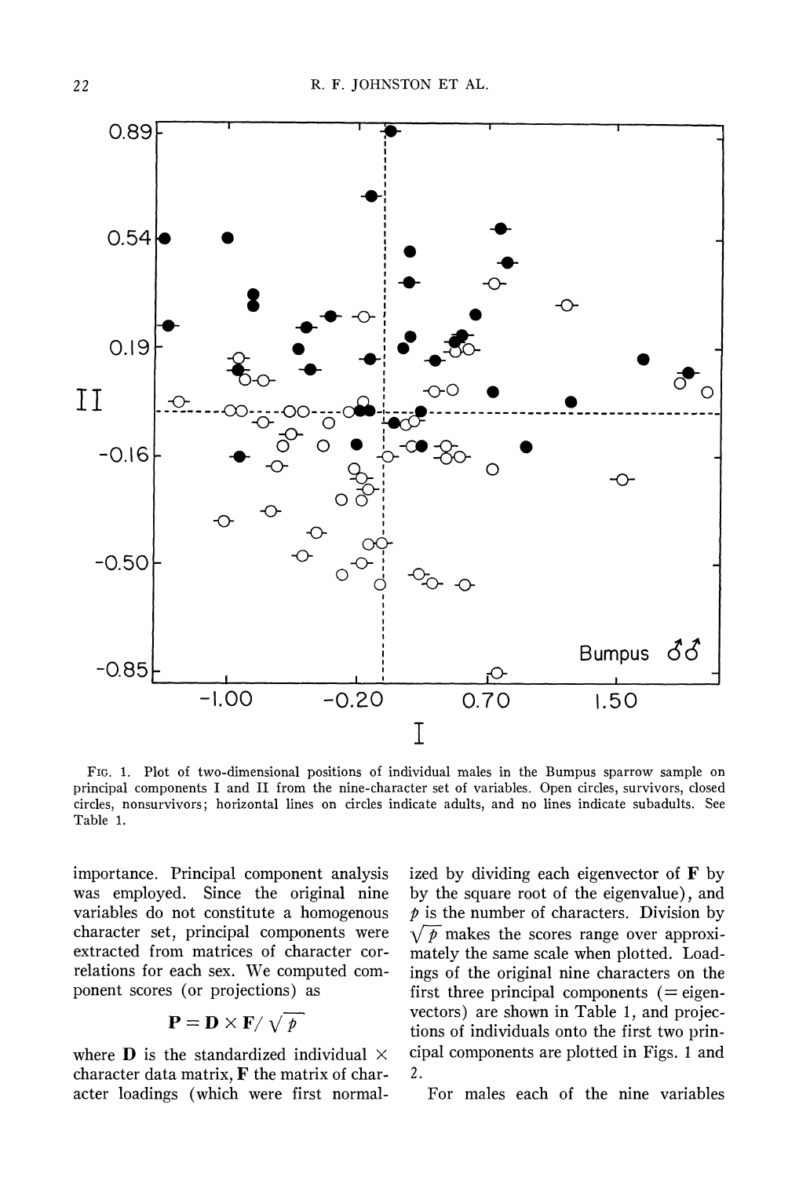FIG. 1. Plot of two-dimensional positions of individual males in the Bumpus sparrow sample on principal components I and II from the nine-character set of variables. Open circles, survivors, closed circles, nonsurvivors; horizontal lines on circles indicate adults, and no lines indicate subadults. See Table 1.

importance. Principal component analysis was employed. Since the original nine variables do not constitute a homogenous character set, principal components were extracted from matrices of character correlations for each sex. We computed component scores (or projections) as

$$\mathbf{P} = \mathbf{D} \times \mathbf{F} / \sqrt{p}$$

where $\mathbf{D}$ is the standardized individual $\times$ character data matrix, $\mathbf{F}$ the matrix of character loadings (which were first normalized by dividing each eigenvector of $\mathbf{F}$ by by the square root of the eigenvalue), and $p$ is the number of characters. Division by $\sqrt{p}$ makes the scores range over approximately the same scale when plotted. Loadings of the original nine characters on the first three principal components (= eigenvectors) are shown in Table 1, and projections of individuals onto the first two principal components are plotted in Figs. 1 and 2.

For males each of the nine variables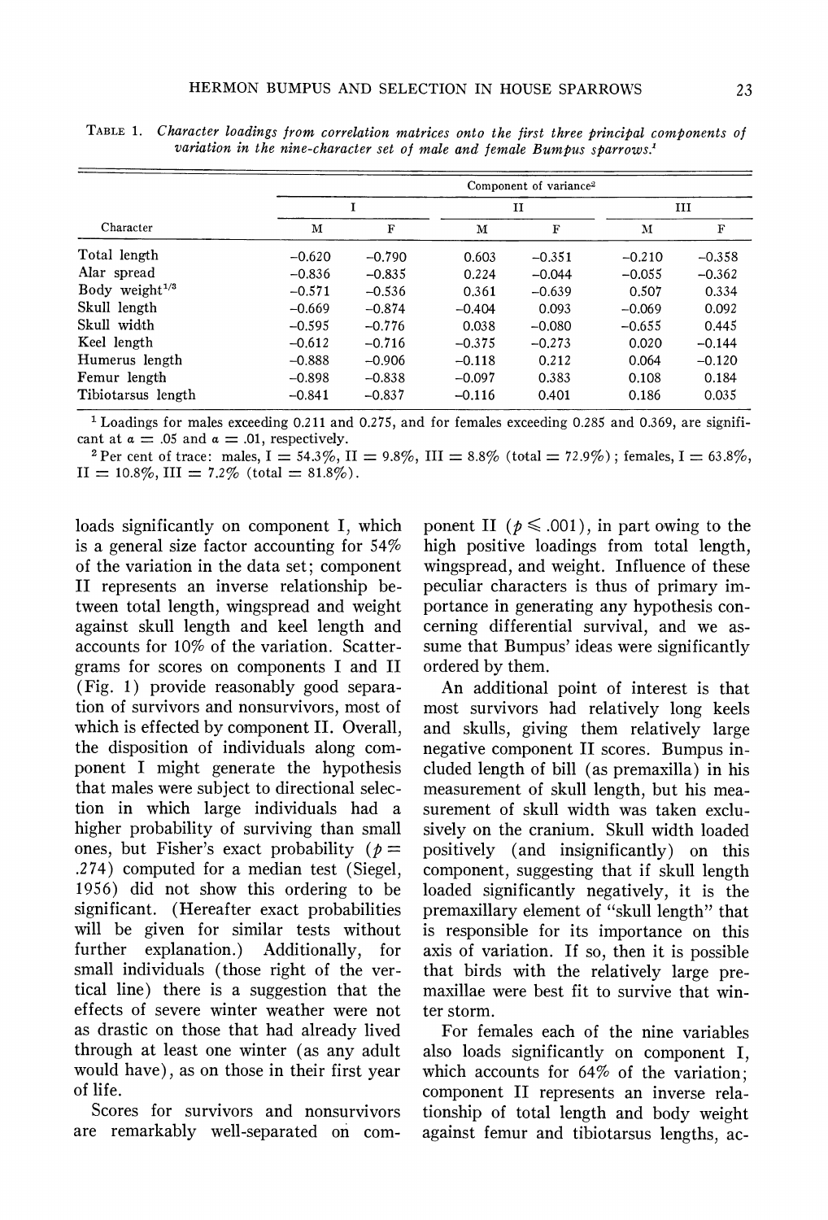TABLE 1. *Character loadings from correlation matrices onto the first three principal components of variation in the nine-character set of male and female Bumpus sparrows.*[1]

| Character | Component of variance[2] | | | | | |
|---|---|---|---|---|---|---|
| | I | | II | | III | |
| | M | F | M | F | M | F |
| Total length | −0.620 | −0.790 | 0.603 | −0.351 | −0.210 | −0.358 |
| Alar spread | −0.836 | −0.835 | 0.224 | −0.044 | −0.055 | −0.362 |
| Body weight$^{1/3}$ | −0.571 | −0.536 | 0.361 | −0.639 | 0.507 | 0.334 |
| Skull length | −0.669 | −0.874 | −0.404 | 0.093 | −0.069 | 0.092 |
| Skull width | −0.595 | −0.776 | 0.038 | −0.080 | −0.655 | 0.445 |
| Keel length | −0.612 | −0.716 | −0.375 | −0.273 | 0.020 | −0.144 |
| Humerus length | −0.888 | −0.906 | −0.118 | 0.212 | 0.064 | −0.120 |
| Femur length | −0.898 | −0.838 | −0.097 | 0.383 | 0.108 | 0.184 |
| Tibiotarsus length | −0.841 | −0.837 | −0.116 | 0.401 | 0.186 | 0.035 |

[1] Loadings for males exceeding 0.211 and 0.275, and for females exceeding 0.285 and 0.369, are significant at $\alpha = .05$ and $\alpha = .01$, respectively.

[2] Per cent of trace: males, I = 54.3%, II = 9.8%, III = 8.8% (total = 72.9%); females, I = 63.8%, II = 10.8%, III = 7.2% (total = 81.8%).

loads significantly on component I, which is a general size factor accounting for 54% of the variation in the data set; component II represents an inverse relationship between total length, wingspread and weight against skull length and keel length and accounts for 10% of the variation. Scattergrams for scores on components I and II (Fig. 1) provide reasonably good separation of survivors and nonsurvivors, most of which is effected by component II. Overall, the disposition of individuals along component I might generate the hypothesis that males were subject to directional selection in which large individuals had a higher probability of surviving than small ones, but Fisher's exact probability ($p = .274$) computed for a median test (Siegel, 1956) did not show this ordering to be significant. (Hereafter exact probabilities will be given for similar tests without further explanation.) Additionally, for small individuals (those right of the vertical line) there is a suggestion that the effects of severe winter weather were not as drastic on those that had already lived through at least one winter (as any adult would have), as on those in their first year of life.

Scores for survivors and nonsurvivors are remarkably well-separated on component II ($p \leqslant .001$), in part owing to the high positive loadings from total length, wingspread, and weight. Influence of these peculiar characters is thus of primary importance in generating any hypothesis concerning differential survival, and we assume that Bumpus' ideas were significantly ordered by them.

An additional point of interest is that most survivors had relatively long keels and skulls, giving them relatively large negative component II scores. Bumpus included length of bill (as premaxilla) in his measurement of skull length, but his measurement of skull width was taken exclusively on the cranium. Skull width loaded positively (and insignificantly) on this component, suggesting that if skull length loaded significantly negatively, it is the premaxillary element of "skull length" that is responsible for its importance on this axis of variation. If so, then it is possible that birds with the relatively large premaxillae were best fit to survive that winter storm.

For females each of the nine variables also loads significantly on component I, which accounts for 64% of the variation; component II represents an inverse relationship of total length and body weight against femur and tibiotarsus lengths, ac-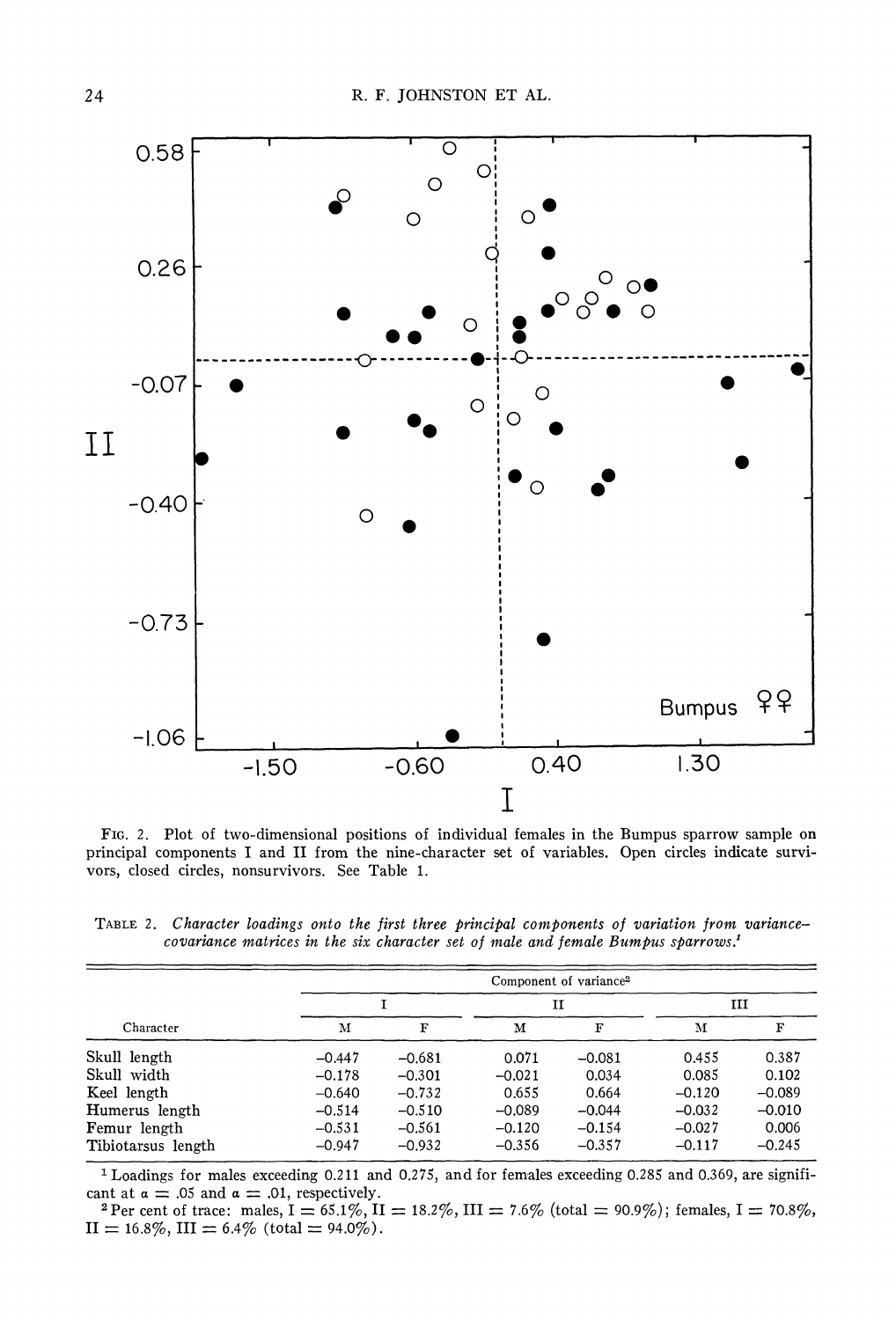FIG. 2. Plot of two-dimensional positions of individual females in the Bumpus sparrow sample on principal components I and II from the nine-character set of variables. Open circles indicate survivors, closed circles, nonsurvivors. See Table 1.

TABLE 2. *Character loadings onto the first three principal components of variation from variance–covariance matrices in the six character set of male and female Bumpus sparrows.*[1]

| Character | Component of variance[2] | | | | | |
|---|---|---|---|---|---|---|
| | I | | II | | III | |
| | M | F | M | F | M | F |
| Skull length | −0.447 | −0.681 | 0.071 | −0.081 | 0.455 | 0.387 |
| Skull width | −0.178 | −0.301 | −0.021 | 0.034 | 0.085 | 0.102 |
| Keel length | −0.640 | −0.732 | 0.655 | 0.664 | −0.120 | −0.089 |
| Humerus length | −0.514 | −0.510 | −0.089 | −0.044 | −0.032 | −0.010 |
| Femur length | −0.531 | −0.561 | −0.120 | −0.154 | −0.027 | 0.006 |
| Tibiotarsus length | −0.947 | −0.932 | −0.356 | −0.357 | −0.117 | −0.245 |

[1] Loadings for males exceeding 0.211 and 0.275, and for females exceeding 0.285 and 0.369, are significant at $\alpha = .05$ and $\alpha = .01$, respectively.

[2] Per cent of trace: males, I = 65.1%, II = 18.2%, III = 7.6% (total = 90.9%); females, I = 70.8%, II = 16.8%, III = 6.4% (total = 94.0%).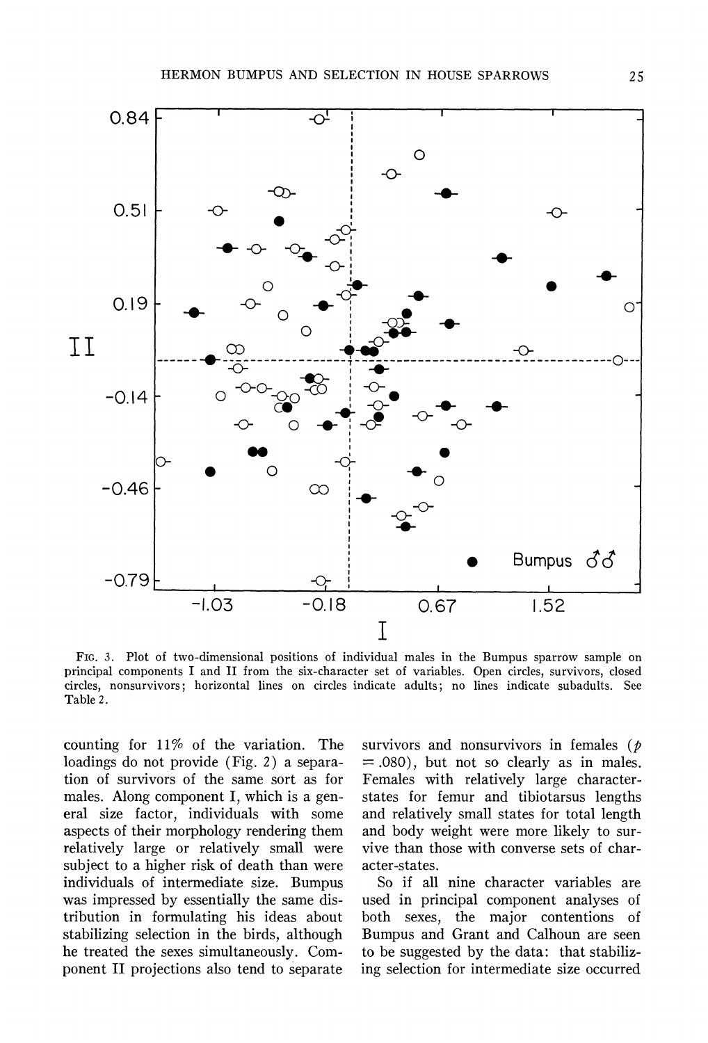FIG. 3. Plot of two-dimensional positions of individual males in the Bumpus sparrow sample on principal components I and II from the six-character set of variables. Open circles, survivors, closed circles, nonsurvivors; horizontal lines on circles indicate adults; no lines indicate subadults. See Table 2.

counting for 11% of the variation. The loadings do not provide (Fig. 2) a separation of survivors of the same sort as for males. Along component I, which is a general size factor, individuals with some aspects of their morphology rendering them relatively large or relatively small were subject to a higher risk of death than were individuals of intermediate size. Bumpus was impressed by essentially the same distribution in formulating his ideas about stabilizing selection in the birds, although he treated the sexes simultaneously. Component II projections also tend to separate survivors and nonsurvivors in females ($p = .080$), but not so clearly as in males. Females with relatively large character-states for femur and tibiotarsus lengths and relatively small states for total length and body weight were more likely to survive than those with converse sets of character-states.

So if all nine character variables are used in principal component analyses of both sexes, the major contentions of Bumpus and Grant and Calhoun are seen to be suggested by the data: that stabilizing selection for intermediate size occurred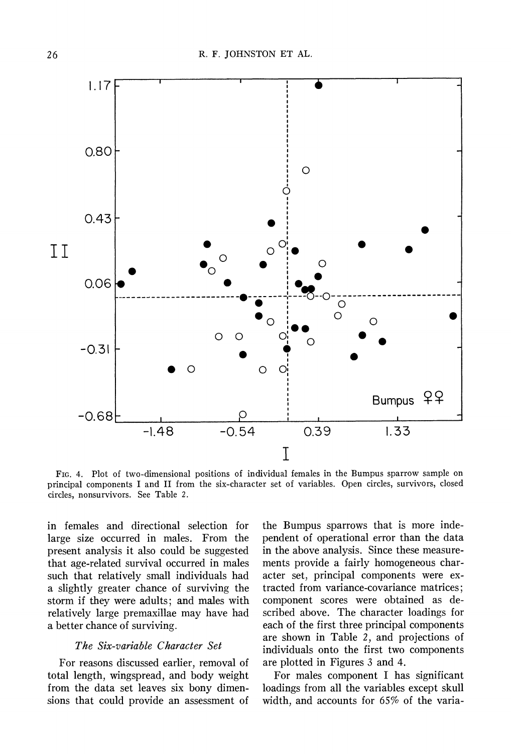FIG. 4. Plot of two-dimensional positions of individual females in the Bumpus sparrow sample on principal components I and II from the six-character set of variables. Open circles, survivors, closed circles, nonsurvivors. See Table 2.

in females and directional selection for large size occurred in males. From the present analysis it also could be suggested that age-related survival occurred in males such that relatively small individuals had a slightly greater chance of surviving the storm if they were adults; and males with relatively large premaxillae may have had a better chance of surviving.

### *The Six-variable Character Set*

For reasons discussed earlier, removal of total length, wingspread, and body weight from the data set leaves six bony dimensions that could provide an assessment of the Bumpus sparrows that is more independent of operational error than the data in the above analysis. Since these measurements provide a fairly homogeneous character set, principal components were extracted from variance-covariance matrices; component scores were obtained as described above. The character loadings for each of the first three principal components are shown in Table 2, and projections of individuals onto the first two components are plotted in Figures 3 and 4.

For males component I has significant loadings from all the variables except skull width, and accounts for 65% of the varia-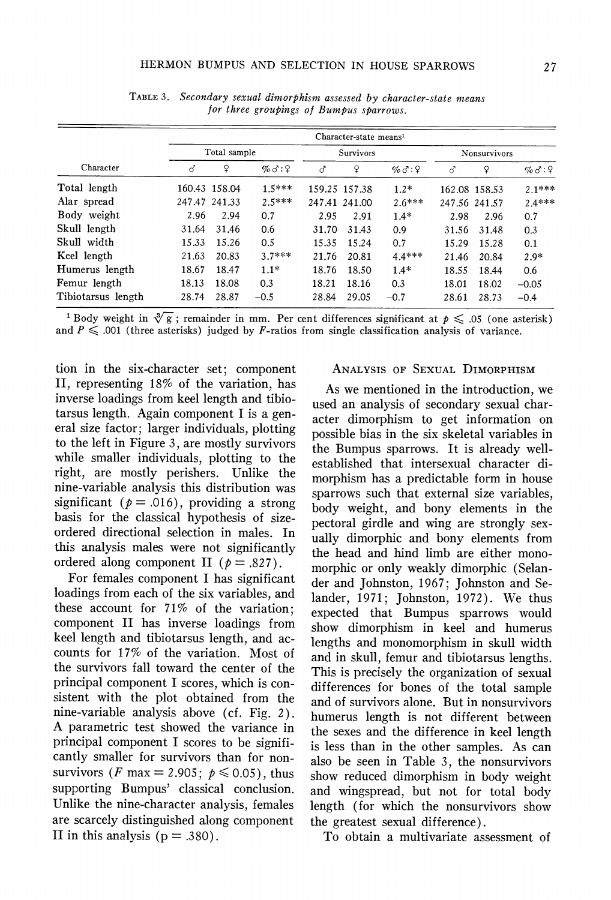TABLE 3. *Secondary sexual dimorphism assessed by character-state means for three groupings of Bumpus sparrows.*

| | Character-state means[1] | | | | | | | | |
|---|---|---|---|---|---|---|---|---|---|
| | Total sample | | | Survivors | | | Nonsurvivors | | |
| Character | ♂ | ♀ | %♂:♀ | ♂ | ♀ | %♂:♀ | ♂ | ♀ | %♂:♀ |
| Total length | 160.43 | 158.04 | 1.5*** | 159.25 | 157.38 | 1.2* | 162.08 | 158.53 | 2.1*** |
| Alar spread | 247.47 | 241.33 | 2.5*** | 247.41 | 241.00 | 2.6*** | 247.56 | 241.57 | 2.4*** |
| Body weight | 2.96 | 2.94 | 0.7 | 2.95 | 2.91 | 1.4* | 2.98 | 2.96 | 0.7 |
| Skull length | 31.64 | 31.46 | 0.6 | 31.70 | 31.43 | 0.9 | 31.56 | 31.48 | 0.3 |
| Skull width | 15.33 | 15.26 | 0.5 | 15.35 | 15.24 | 0.7 | 15.29 | 15.28 | 0.1 |
| Keel length | 21.63 | 20.83 | 3.7*** | 21.76 | 20.81 | 4.4*** | 21.46 | 20.84 | 2.9* |
| Humerus length | 18.67 | 18.47 | 1.1* | 18.76 | 18.50 | 1.4* | 18.55 | 18.44 | 0.6 |
| Femur length | 18.13 | 18.08 | 0.3 | 18.21 | 18.16 | 0.3 | 18.01 | 18.02 | −0.05 |
| Tibiotarsus length | 28.74 | 28.87 | −0.5 | 28.84 | 29.05 | −0.7 | 28.61 | 28.73 | −0.4 |

[1] Body weight in $\sqrt[3]{g}$; remainder in mm. Per cent differences significant at $p \leqslant .05$ (one asterisk) and $P \leqslant .001$ (three asterisks) judged by $F$-ratios from single classification analysis of variance.

tion in the six-character set; component II, representing 18% of the variation, has inverse loadings from keel length and tibiotarsus length. Again component I is a general size factor; larger individuals, plotting to the left in Figure 3, are mostly survivors while smaller individuals, plotting to the right, are mostly perishers. Unlike the nine-variable analysis this distribution was significant ($p = .016$), providing a strong basis for the classical hypothesis of size-ordered directional selection in males. In this analysis males were not significantly ordered along component II ($p = .827$).

For females component I has significant loadings from each of the six variables, and these account for 71% of the variation; component II has inverse loadings from keel length and tibiotarsus length, and accounts for 17% of the variation. Most of the survivors fall toward the center of the principal component I scores, which is consistent with the plot obtained from the nine-variable analysis above (cf. Fig. 2). A parametric test showed the variance in principal component I scores to be significantly smaller for survivors than for nonsurvivors ($F$ max $= 2.905$; $p \leqslant 0.05$), thus supporting Bumpus' classical conclusion. Unlike the nine-character analysis, females are scarcely distinguished along component II in this analysis ($p = .380$).

## ANALYSIS OF SEXUAL DIMORPHISM

As we mentioned in the introduction, we used an analysis of secondary sexual character dimorphism to get information on possible bias in the six skeletal variables in the Bumpus sparrows. It is already well-established that intersexual character dimorphism has a predictable form in house sparrows such that external size variables, body weight, and bony elements in the pectoral girdle and wing are strongly sexually dimorphic and bony elements from the head and hind limb are either monomorphic or only weakly dimorphic (Selander and Johnston, 1967; Johnston and Selander, 1971; Johnston, 1972). We thus expected that Bumpus sparrows would show dimorphism in keel and humerus lengths and monomorphism in skull width and in skull, femur and tibiotarsus lengths. This is precisely the organization of sexual differences for bones of the total sample and of survivors alone. But in nonsurvivors humerus length is not different between the sexes and the difference in keel length is less than in the other samples. As can also be seen in Table 3, the nonsurvivors show reduced dimorphism in body weight and wingspread, but not for total body length (for which the nonsurvivors show the greatest sexual difference).

To obtain a multivariate assessment of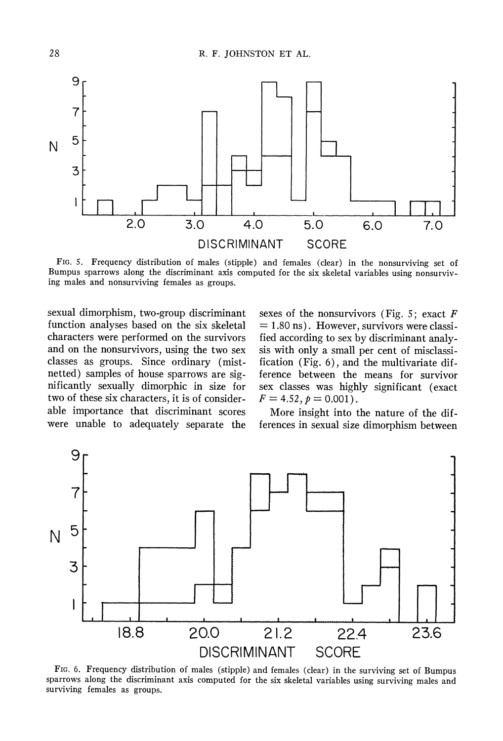FIG. 5. Frequency distribution of males (stipple) and females (clear) in the nonsurviving set of Bumpus sparrows along the discriminant axis computed for the six skeletal variables using nonsurviving males and nonsurviving females as groups.

sexual dimorphism, two-group discriminant function analyses based on the six skeletal characters were performed on the survivors and on the nonsurvivors, using the two sex classes as groups. Since ordinary (mistnetted) samples of house sparrows are significantly sexually dimorphic in size for two of these six characters, it is of considerable importance that discriminant scores were unable to adequately separate the sexes of the nonsurvivors (Fig. 5; exact $F = 1.80$ ns). However, survivors were classified according to sex by discriminant analysis with only a small per cent of misclassification (Fig. 6), and the multivariate difference between the means for survivor sex classes was highly significant (exact $F = 4.52, p = 0.001$).

More insight into the nature of the differences in sexual size dimorphism between

FIG. 6. Frequency distribution of males (stipple) and females (clear) in the surviving set of Bumpus sparrows along the discriminant axis computed for the six skeletal variables using surviving males and surviving females as groups.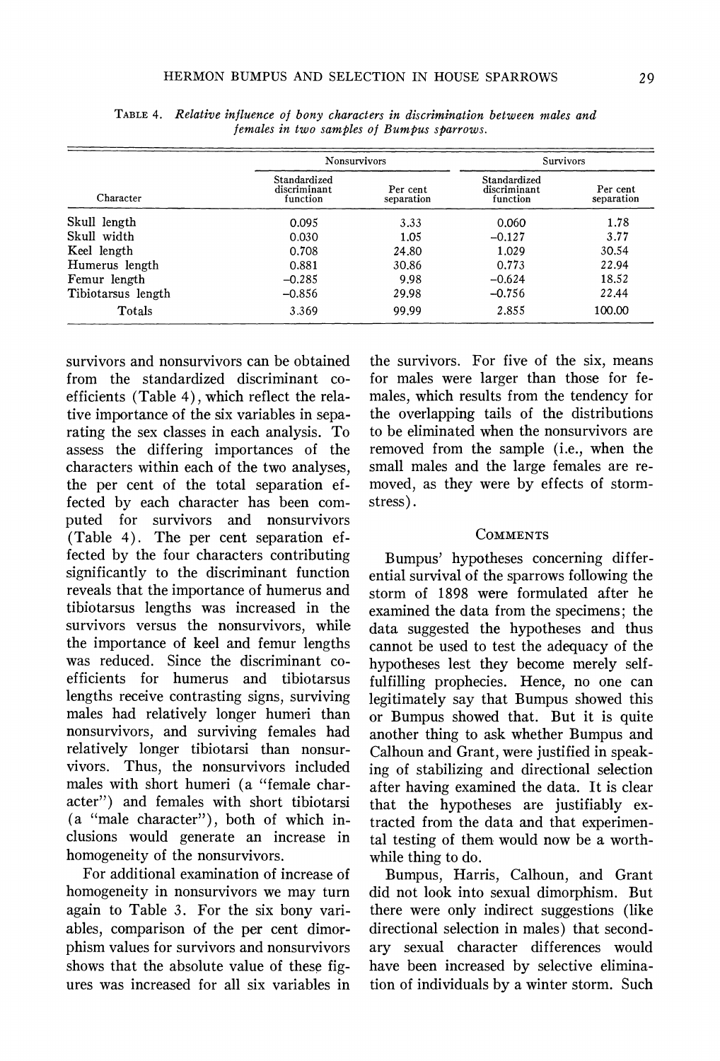TABLE 4. *Relative influence of bony characters in discrimination between males and females in two samples of Bumpus sparrows.*

| | Nonsurvivors | | Survivors | |
|---|---|---|---|---|
| Character | Standardized discriminant function | Per cent separation | Standardized discriminant function | Per cent separation |
| Skull length | 0.095 | 3.33 | 0.060 | 1.78 |
| Skull width | 0.030 | 1.05 | –0.127 | 3.77 |
| Keel length | 0.708 | 24.80 | 1.029 | 30.54 |
| Humerus length | 0.881 | 30.86 | 0.773 | 22.94 |
| Femur length | –0.285 | 9.98 | –0.624 | 18.52 |
| Tibiotarsus length | –0.856 | 29.98 | –0.756 | 22.44 |
| Totals | 3.369 | 99.99 | 2.855 | 100.00 |

survivors and nonsurvivors can be obtained from the standardized discriminant coefficients (Table 4), which reflect the relative importance of the six variables in separating the sex classes in each analysis. To assess the differing importances of the characters within each of the two analyses, the per cent of the total separation effected by each character has been computed for survivors and nonsurvivors (Table 4). The per cent separation effected by the four characters contributing significantly to the discriminant function reveals that the importance of humerus and tibiotarsus lengths was increased in the survivors versus the nonsurvivors, while the importance of keel and femur lengths was reduced. Since the discriminant coefficients for humerus and tibiotarsus lengths receive contrasting signs, surviving males had relatively longer humeri than nonsurvivors, and surviving females had relatively longer tibiotarsi than nonsurvivors. Thus, the nonsurvivors included males with short humeri (a "female character") and females with short tibiotarsi (a "male character"), both of which inclusions would generate an increase in homogeneity of the nonsurvivors.

For additional examination of increase of homogeneity in nonsurvivors we may turn again to Table 3. For the six bony variables, comparison of the per cent dimorphism values for survivors and nonsurvivors shows that the absolute value of these figures was increased for all six variables in the survivors. For five of the six, means for males were larger than those for females, which results from the tendency for the overlapping tails of the distributions to be eliminated when the nonsurvivors are removed from the sample (i.e., when the small males and the large females are removed, as they were by effects of storm-stress).

## COMMENTS

Bumpus' hypotheses concerning differential survival of the sparrows following the storm of 1898 were formulated after he examined the data from the specimens; the data suggested the hypotheses and thus cannot be used to test the adequacy of the hypotheses lest they become merely self-fulfilling prophecies. Hence, no one can legitimately say that Bumpus showed this or Bumpus showed that. But it is quite another thing to ask whether Bumpus and Calhoun and Grant, were justified in speaking of stabilizing and directional selection after having examined the data. It is clear that the hypotheses are justifiably extracted from the data and that experimental testing of them would now be a worthwhile thing to do.

Bumpus, Harris, Calhoun, and Grant did not look into sexual dimorphism. But there were only indirect suggestions (like directional selection in males) that secondary sexual character differences would have been increased by selective elimination of individuals by a winter storm. Such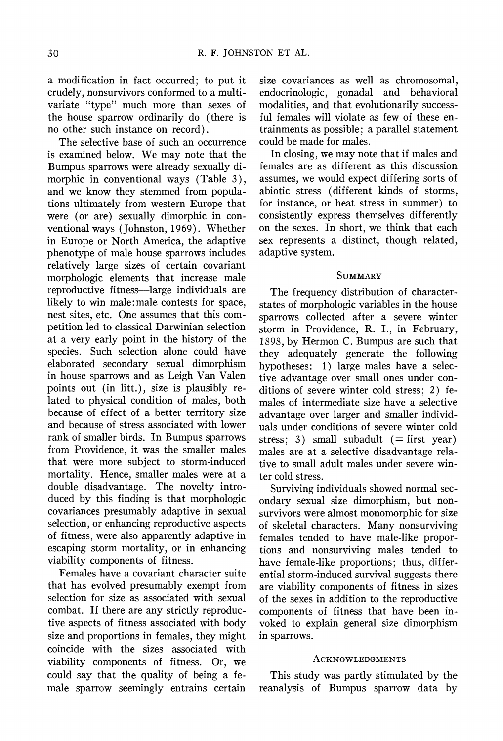a modification in fact occurred; to put it crudely, nonsurvivors conformed to a multivariate "type" much more than sexes of the house sparrow ordinarily do (there is no other such instance on record).

The selective base of such an occurrence is examined below. We may note that the Bumpus sparrows were already sexually dimorphic in conventional ways (Table 3), and we know they stemmed from populations ultimately from western Europe that were (or are) sexually dimorphic in conventional ways (Johnston, 1969). Whether in Europe or North America, the adaptive phenotype of male house sparrows includes relatively large sizes of certain covariant morphologic elements that increase male reproductive fitness—large individuals are likely to win male:male contests for space, nest sites, etc. One assumes that this competition led to classical Darwinian selection at a very early point in the history of the species. Such selection alone could have elaborated secondary sexual dimorphism in house sparrows and as Leigh Van Valen points out (in litt.), size is plausibly related to physical condition of males, both because of effect of a better territory size and because of stress associated with lower rank of smaller birds. In Bumpus sparrows from Providence, it was the smaller males that were more subject to storm-induced mortality. Hence, smaller males were at a double disadvantage. The novelty introduced by this finding is that morphologic covariances presumably adaptive in sexual selection, or enhancing reproductive aspects of fitness, were also apparently adaptive in escaping storm mortality, or in enhancing viability components of fitness.

Females have a covariant character suite that has evolved presumably exempt from selection for size as associated with sexual combat. If there are any strictly reproductive aspects of fitness associated with body size and proportions in females, they might coincide with the sizes associated with viability components of fitness. Or, we could say that the quality of being a female sparrow seemingly entrains certain size covariances as well as chromosomal, endocrinologic, gonadal and behavioral modalities, and that evolutionarily successful females will violate as few of these entrainments as possible; a parallel statement could be made for males.

In closing, we may note that if males and females are as different as this discussion assumes, we would expect differing sorts of abiotic stress (different kinds of storms, for instance, or heat stress in summer) to consistently express themselves differently on the sexes. In short, we think that each sex represents a distinct, though related, adaptive system.

## Summary

The frequency distribution of character-states of morphologic variables in the house sparrows collected after a severe winter storm in Providence, R. I., in February, 1898, by Hermon C. Bumpus are such that they adequately generate the following hypotheses: 1) large males have a selective advantage over small ones under conditions of severe winter cold stress; 2) females of intermediate size have a selective advantage over larger and smaller individuals under conditions of severe winter cold stress; 3) small subadult (= first year) males are at a selective disadvantage relative to small adult males under severe winter cold stress.

Surviving individuals showed normal secondary sexual size dimorphism, but nonsurvivors were almost monomorphic for size of skeletal characters. Many nonsurviving females tended to have male-like proportions and nonsurviving males tended to have female-like proportions; thus, differential storm-induced survival suggests there are viability components of fitness in sizes of the sexes in addition to the reproductive components of fitness that have been invoked to explain general size dimorphism in sparrows.

## Acknowledgments

This study was partly stimulated by the reanalysis of Bumpus sparrow data by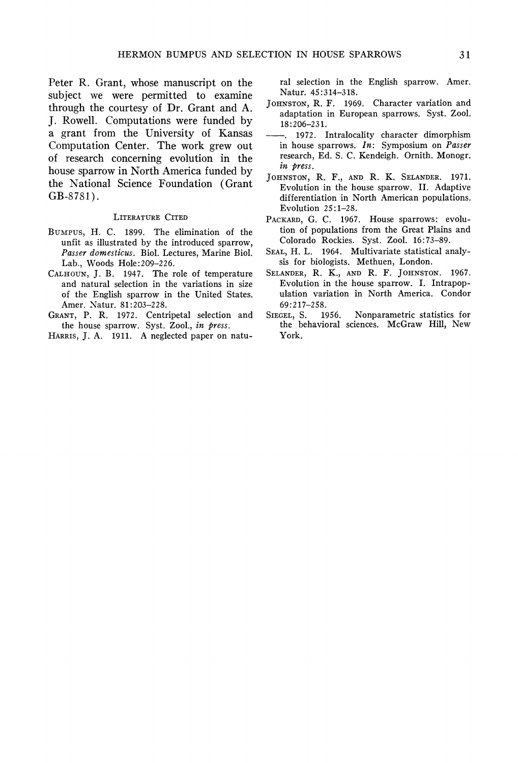Peter R. Grant, whose manuscript on the subject we were permitted to examine through the courtesy of Dr. Grant and A. J. Rowell. Computations were funded by a grant from the University of Kansas Computation Center. The work grew out of research concerning evolution in the house sparrow in North America funded by the National Science Foundation (Grant GB-8781).

## LITERATURE CITED

BUMPUS, H. C. 1899. The elimination of the unfit as illustrated by the introduced sparrow, *Passer domesticus*. Biol. Lectures, Marine Biol. Lab., Woods Hole:209–226.

CALHOUN, J. B. 1947. The role of temperature and natural selection in the variations in size of the English sparrow in the United States. Amer. Natur. 81:203–228.

GRANT, P. R. 1972. Centripetal selection and the house sparrow. Syst. Zool., *in press*.

HARRIS, J. A. 1911. A neglected paper on natural selection in the English sparrow. Amer. Natur. 45:314–318.

JOHNSTON, R. F. 1969. Character variation and adaptation in European sparrows. Syst. Zool. 18:206–231.

——. 1972. Intralocality character dimorphism in house sparrows. *In*: Symposium on *Passer* research, Ed. S. C. Kendeigh. Ornith. Monogr. *in press*.

JOHNSTON, R. F., AND R. K. SELANDER. 1971. Evolution in the house sparrow. II. Adaptive differentiation in North American populations. Evolution 25:1–28.

PACKARD, G. C. 1967. House sparrows: evolution of populations from the Great Plains and Colorado Rockies. Syst. Zool. 16:73–89.

SEAL, H. L. 1964. Multivariate statistical analysis for biologists. Methuen, London.

SELANDER, R. K., AND R. F. JOHNSTON. 1967. Evolution in the house sparrow. I. Intrapopulation variation in North America. Condor 69:217–258.

SIEGEL, S. 1956. Nonparametric statistics for the behavioral sciences. McGraw Hill, New York.